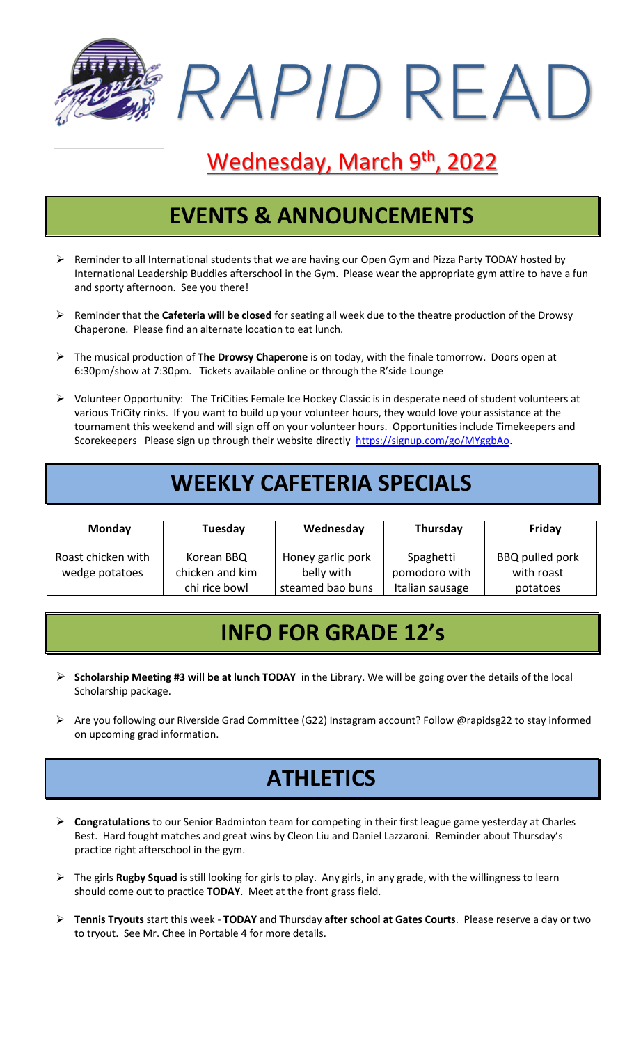# *RAPID* READ

## Wednesday, March 9th, 2022

## EVENTS & ANNOUNCEMENTS

- Reminder to all International students that we are having our Open Gym and Pizza Party TODAY hosted by International Leadership Buddies afterschool in the Gym. Please wear the appropriate gym attire to have a fun and sporty afternoon. See you there!
- Reminder that the **Cafeteria will be closed** for seating all week due to the theatre production of the Drowsy Chaperone. Please find an alternate location to eat lunch.
- The musical production of **The Drowsy Chaperone** is on today, with the finale tomorrow. Doors open at 6:30pm/show at 7:30pm. Tickets available online or through the R'side Lounge
- Volunteer Opportunity: The TriCities Female Ice Hockey Classic is in desperate need of student volunteers at various TriCity rinks. If you want to build up your volunteer hours, they would love your assistance at the tournament this weekend and will sign off on your volunteer hours. Opportunities include Timekeepers and Scorekeepers Please sign up through their website directly https://signup.com/go/MYggbAo.

## WEEKLY CAFETERIA SPECIALS

| Monday | Tuesday | Wednesday | Thursday | Friday |
|---|---|---|---|---|
| Roast chicken with wedge potatoes | Korean BBQ chicken and kim chi rice bowl | Honey garlic pork belly with steamed bao buns | Spaghetti pomodoro with Italian sausage | BBQ pulled pork with roast potatoes |

## INFO FOR GRADE 12's

- **Scholarship Meeting #3 will be at lunch TODAY** in the Library. We will be going over the details of the local Scholarship package.
- Are you following our Riverside Grad Committee (G22) Instagram account? Follow @rapidsg22 to stay informed on upcoming grad information.

## ATHLETICS

- **Congratulations** to our Senior Badminton team for competing in their first league game yesterday at Charles Best. Hard fought matches and great wins by Cleon Liu and Daniel Lazzaroni. Reminder about Thursday's practice right afterschool in the gym.
- The girls **Rugby Squad** is still looking for girls to play. Any girls, in any grade, with the willingness to learn should come out to practice **TODAY**. Meet at the front grass field.
- **Tennis Tryouts** start this week - **TODAY** and Thursday **after school at Gates Courts**. Please reserve a day or two to tryout. See Mr. Chee in Portable 4 for more details.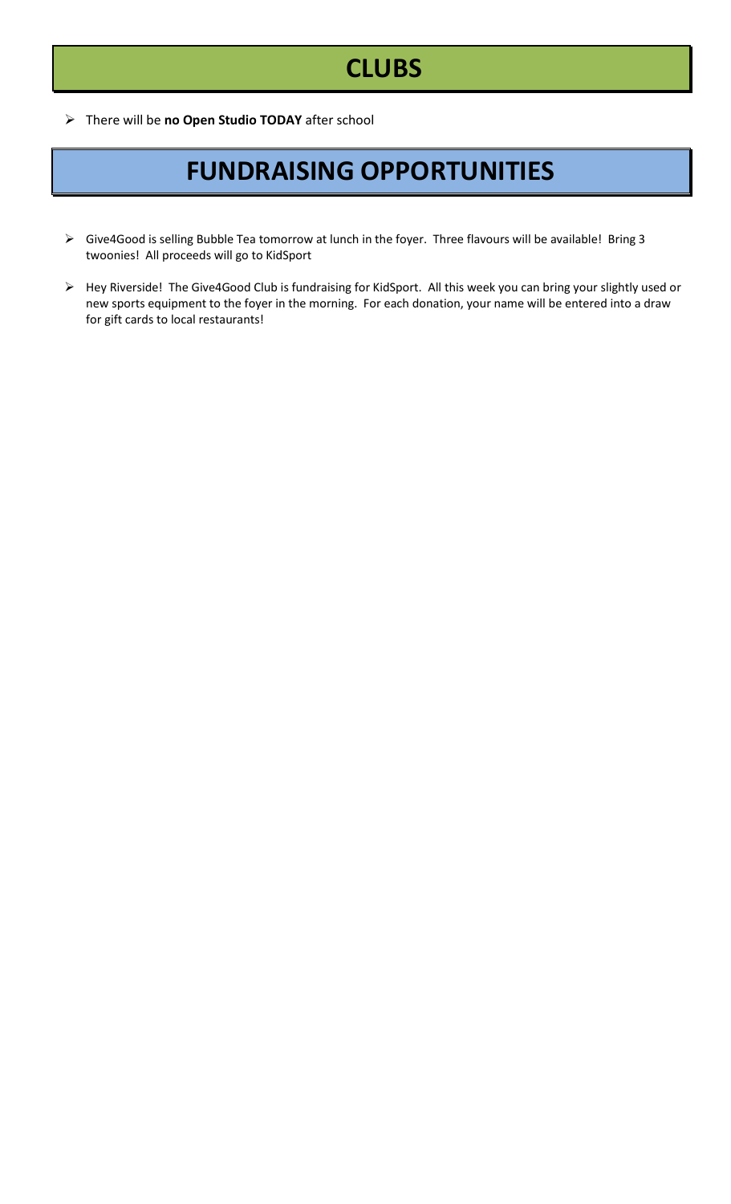# CLUBS

- There will be **no Open Studio TODAY** after school

# FUNDRAISING OPPORTUNITIES

- Give4Good is selling Bubble Tea tomorrow at lunch in the foyer. Three flavours will be available! Bring 3 twoonies! All proceeds will go to KidSport
- Hey Riverside! The Give4Good Club is fundraising for KidSport. All this week you can bring your slightly used or new sports equipment to the foyer in the morning. For each donation, your name will be entered into a draw for gift cards to local restaurants!